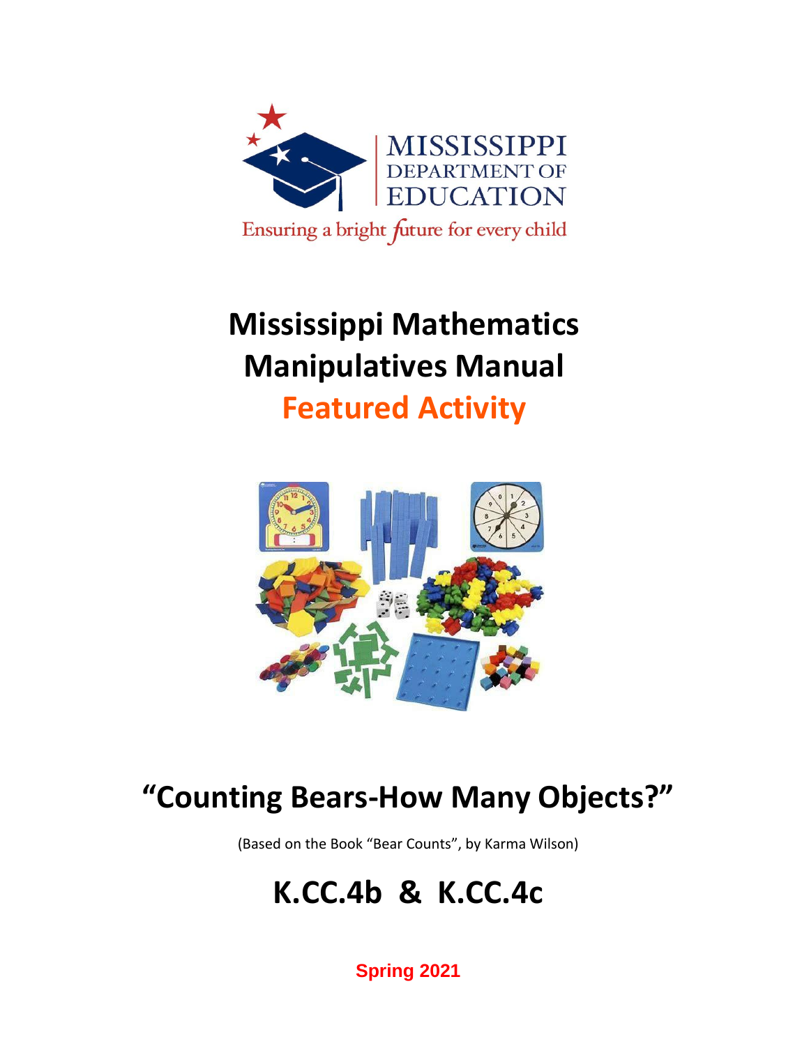MISSISSIPPI DEPARTMENT OF EDUCATION

Ensuring a bright future for every child

# Mississippi Mathematics Manipulatives Manual

## Featured Activity

# "Counting Bears-How Many Objects?"

(Based on the Book "Bear Counts", by Karma Wilson)

# K.CC.4b & K.CC.4c

**Spring 2021**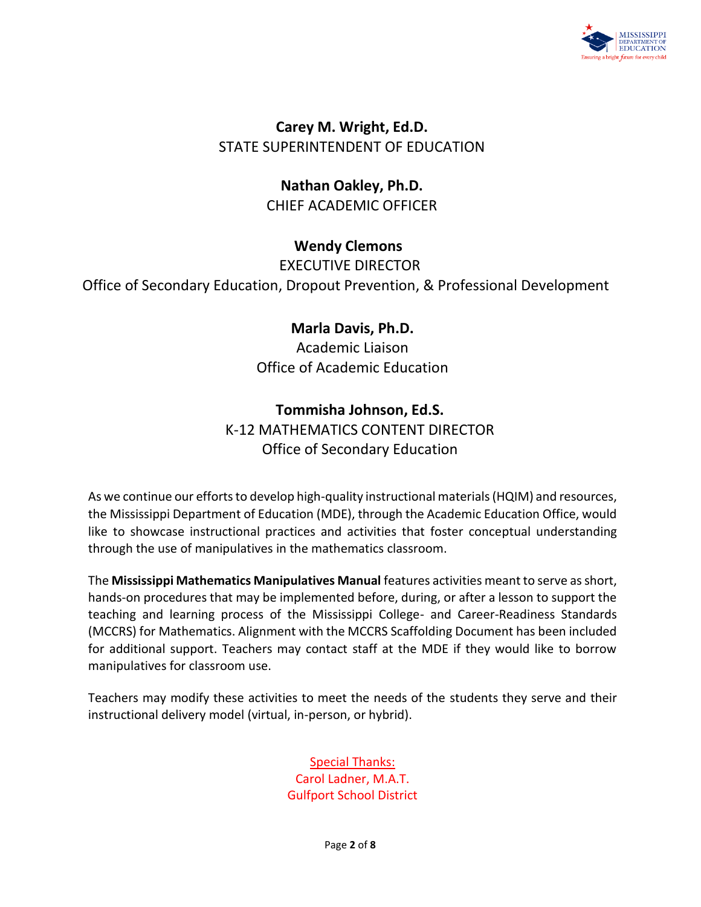**Carey M. Wright, Ed.D.**
STATE SUPERINTENDENT OF EDUCATION

**Nathan Oakley, Ph.D.**
CHIEF ACADEMIC OFFICER

**Wendy Clemons**
EXECUTIVE DIRECTOR
Office of Secondary Education, Dropout Prevention, & Professional Development

**Marla Davis, Ph.D.**
Academic Liaison
Office of Academic Education

**Tommisha Johnson, Ed.S.**
K-12 MATHEMATICS CONTENT DIRECTOR
Office of Secondary Education

As we continue our efforts to develop high-quality instructional materials (HQIM) and resources, the Mississippi Department of Education (MDE), through the Academic Education Office, would like to showcase instructional practices and activities that foster conceptual understanding through the use of manipulatives in the mathematics classroom.

The **Mississippi Mathematics Manipulatives Manual** features activities meant to serve as short, hands-on procedures that may be implemented before, during, or after a lesson to support the teaching and learning process of the Mississippi College- and Career-Readiness Standards (MCCRS) for Mathematics. Alignment with the MCCRS Scaffolding Document has been included for additional support. Teachers may contact staff at the MDE if they would like to borrow manipulatives for classroom use.

Teachers may modify these activities to meet the needs of the students they serve and their instructional delivery model (virtual, in-person, or hybrid).

Special Thanks:
Carol Ladner, M.A.T.
Gulfport School District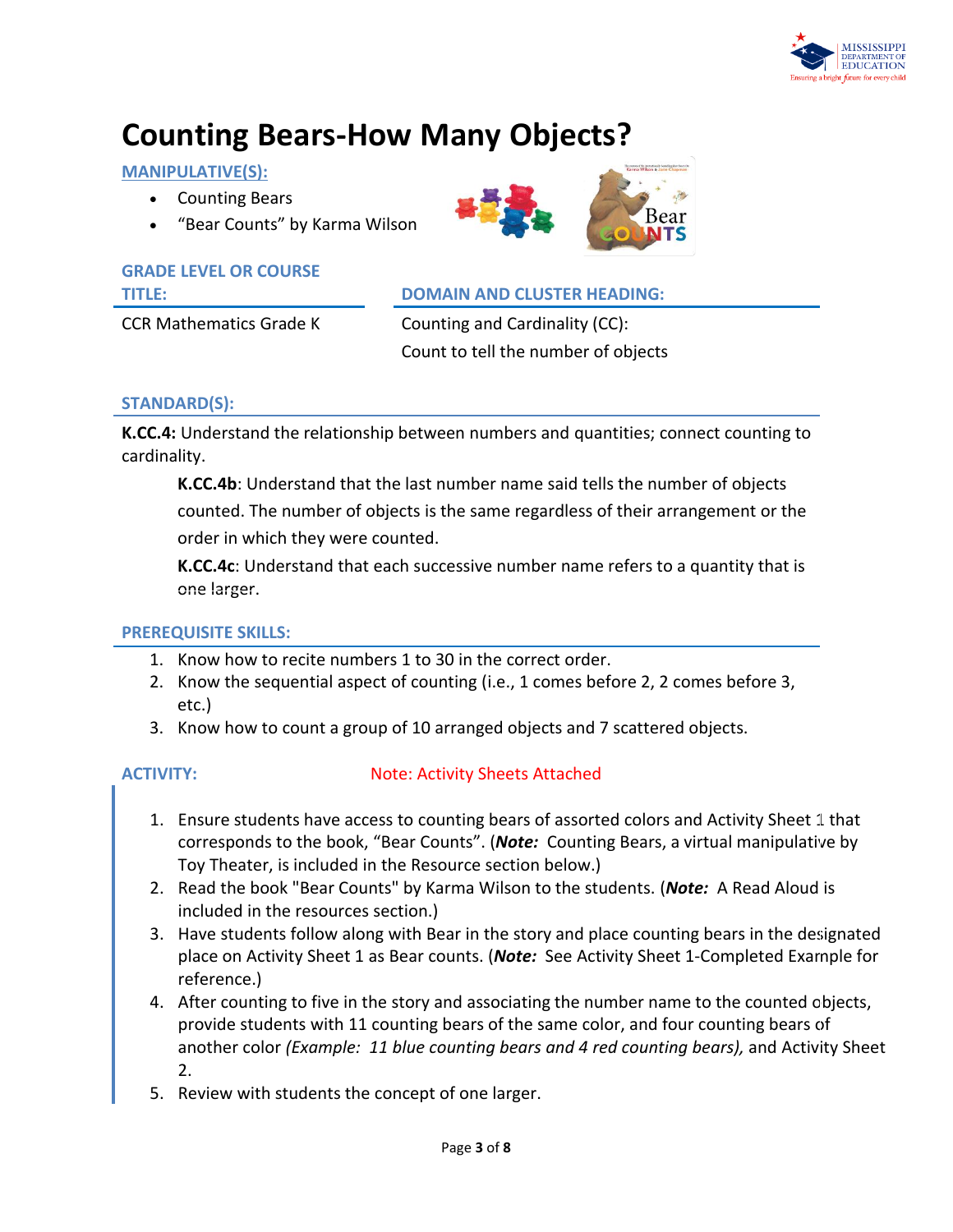# Counting Bears-How Many Objects?

**MANIPULATIVE(S):**

- Counting Bears
- "Bear Counts" by Karma Wilson

**GRADE LEVEL OR COURSE TITLE:**

CCR Mathematics Grade K

**DOMAIN AND CLUSTER HEADING:**

Counting and Cardinality (CC):
Count to tell the number of objects

**STANDARD(S):**

**K.CC.4:** Understand the relationship between numbers and quantities; connect counting to cardinality.

> **K.CC.4b**: Understand that the last number name said tells the number of objects counted. The number of objects is the same regardless of their arrangement or the order in which they were counted.
>
> **K.CC.4c**: Understand that each successive number name refers to a quantity that is one larger.

**PREREQUISITE SKILLS:**

1. Know how to recite numbers 1 to 30 in the correct order.
2. Know the sequential aspect of counting (i.e., 1 comes before 2, 2 comes before 3, etc.)
3. Know how to count a group of 10 arranged objects and 7 scattered objects.

**ACTIVITY:** Note: Activity Sheets Attached

1. Ensure students have access to counting bears of assorted colors and Activity Sheet 1 that corresponds to the book, "Bear Counts". (***Note:*** Counting Bears, a virtual manipulative by Toy Theater, is included in the Resource section below.)
2. Read the book "Bear Counts" by Karma Wilson to the students. (***Note:*** A Read Aloud is included in the resources section.)
3. Have students follow along with Bear in the story and place counting bears in the designated place on Activity Sheet 1 as Bear counts. (***Note:*** See Activity Sheet 1-Completed Example for reference.)
4. After counting to five in the story and associating the number name to the counted objects, provide students with 11 counting bears of the same color, and four counting bears of another color *(Example: 11 blue counting bears and 4 red counting bears),* and Activity Sheet 2.
5. Review with students the concept of one larger.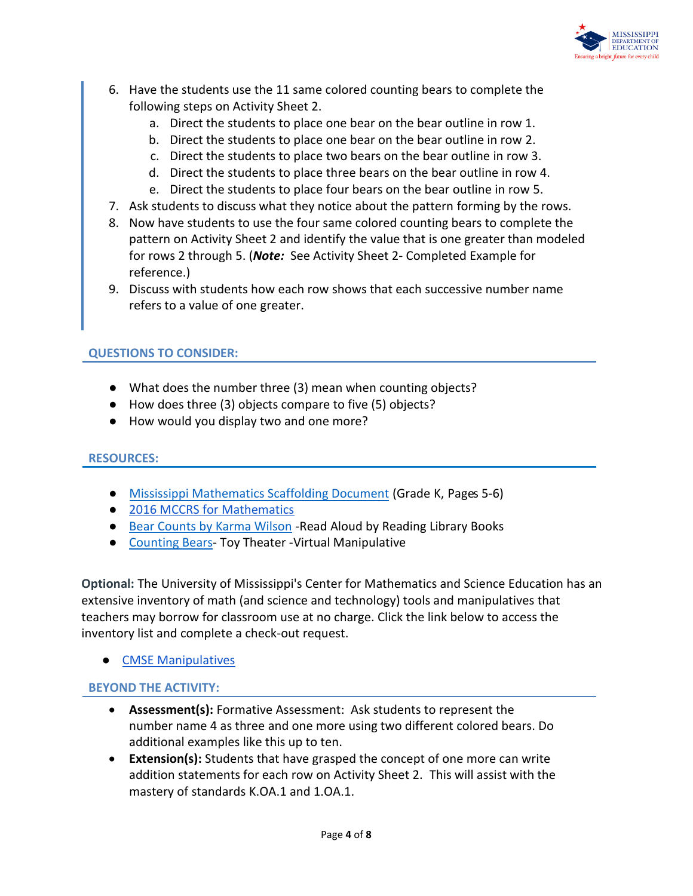6. Have the students use the 11 same colored counting bears to complete the following steps on Activity Sheet 2.
    a. Direct the students to place one bear on the bear outline in row 1.
    b. Direct the students to place one bear on the bear outline in row 2.
    c. Direct the students to place two bears on the bear outline in row 3.
    d. Direct the students to place three bears on the bear outline in row 4.
    e. Direct the students to place four bears on the bear outline in row 5.
7. Ask students to discuss what they notice about the pattern forming by the rows.
8. Now have students to use the four same colored counting bears to complete the pattern on Activity Sheet 2 and identify the value that is one greater than modeled for rows 2 through 5. (***Note:*** See Activity Sheet 2- Completed Example for reference.)
9. Discuss with students how each row shows that each successive number name refers to a value of one greater.

## QUESTIONS TO CONSIDER:

- What does the number three (3) mean when counting objects?
- How does three (3) objects compare to five (5) objects?
- How would you display two and one more?

## RESOURCES:

- Mississippi Mathematics Scaffolding Document (Grade K, Pages 5-6)
- 2016 MCCRS for Mathematics
- Bear Counts by Karma Wilson -Read Aloud by Reading Library Books
- Counting Bears- Toy Theater -Virtual Manipulative

**Optional:** The University of Mississippi's Center for Mathematics and Science Education has an extensive inventory of math (and science and technology) tools and manipulatives that teachers may borrow for classroom use at no charge. Click the link below to access the inventory list and complete a check-out request.

- CMSE Manipulatives

## BEYOND THE ACTIVITY:

- **Assessment(s):** Formative Assessment: Ask students to represent the number name 4 as three and one more using two different colored bears. Do additional examples like this up to ten.
- **Extension(s):** Students that have grasped the concept of one more can write addition statements for each row on Activity Sheet 2. This will assist with the mastery of standards K.OA.1 and 1.OA.1.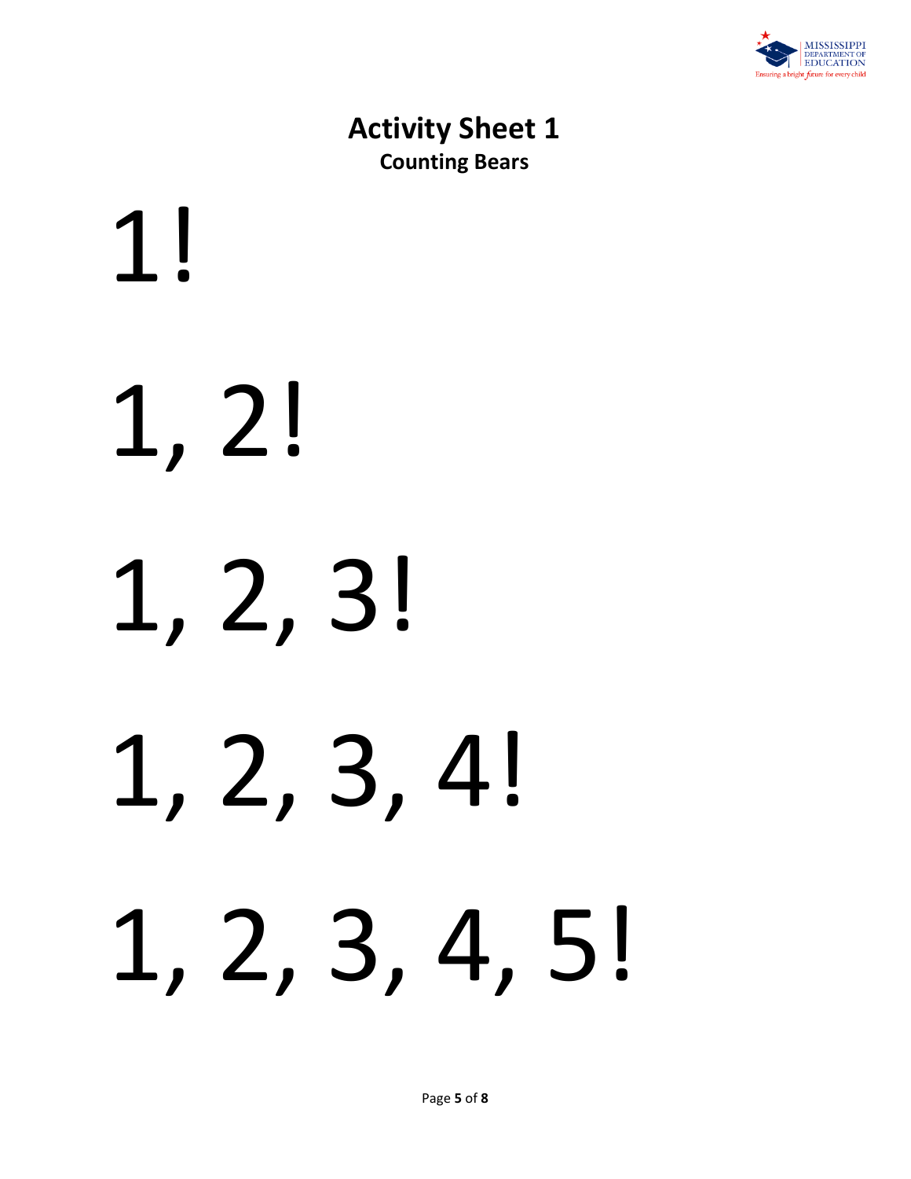# Activity Sheet 1

**Counting Bears**

1!

1, 2!

1, 2, 3!

1, 2, 3, 4!

1, 2, 3, 4, 5!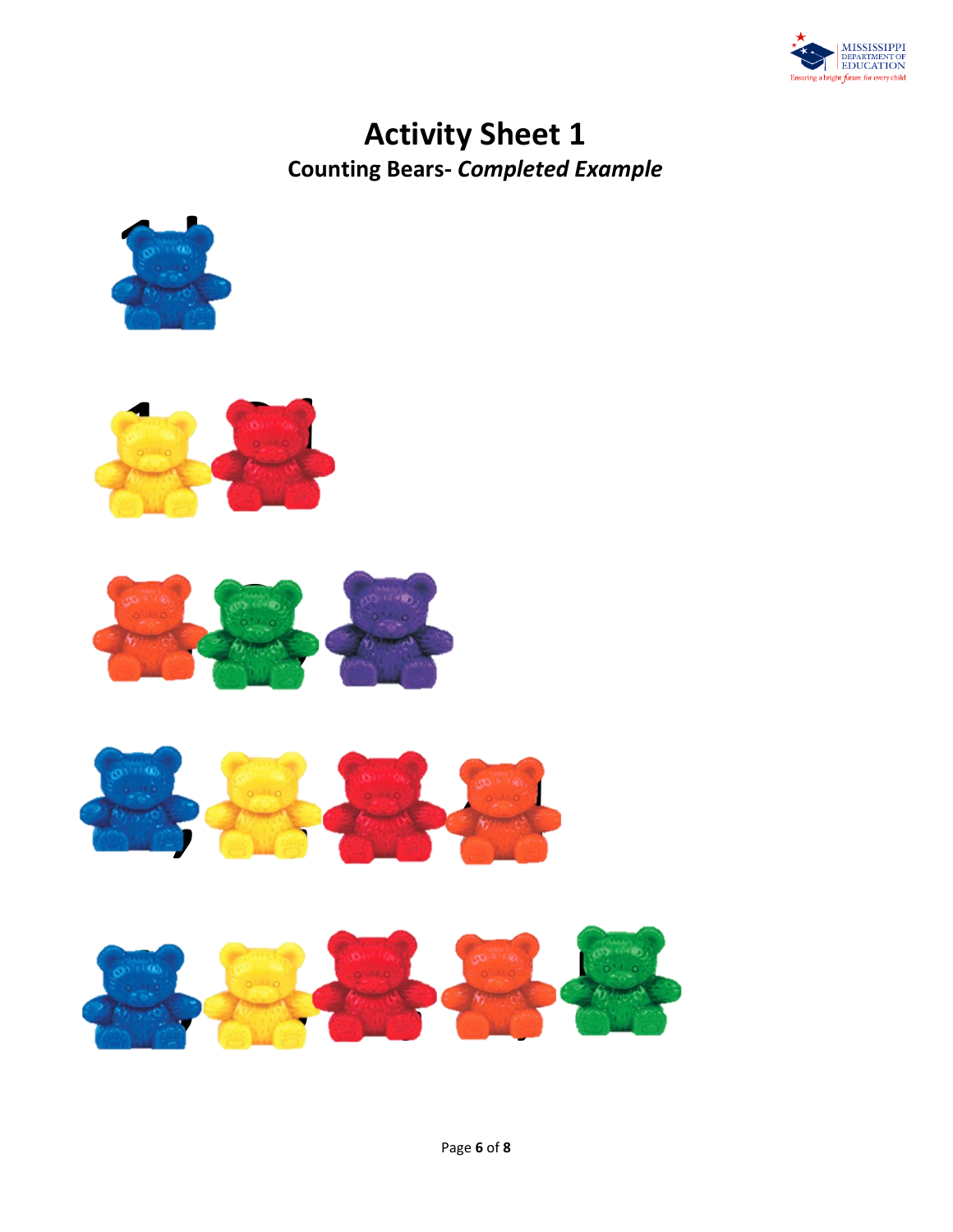# Activity Sheet 1

## Counting Bears- *Completed Example*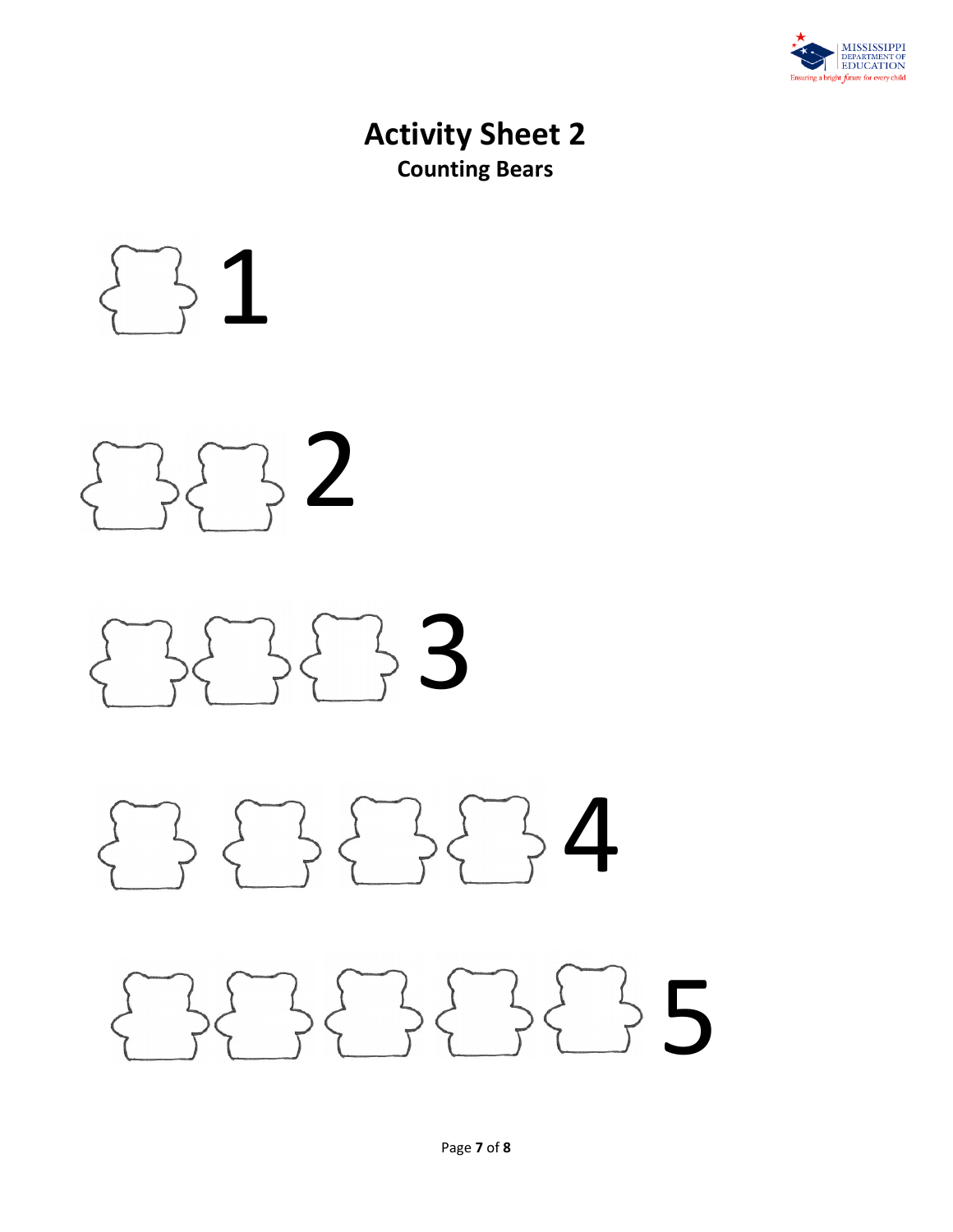# Activity Sheet 2

## Counting Bears

1

2

3

4

5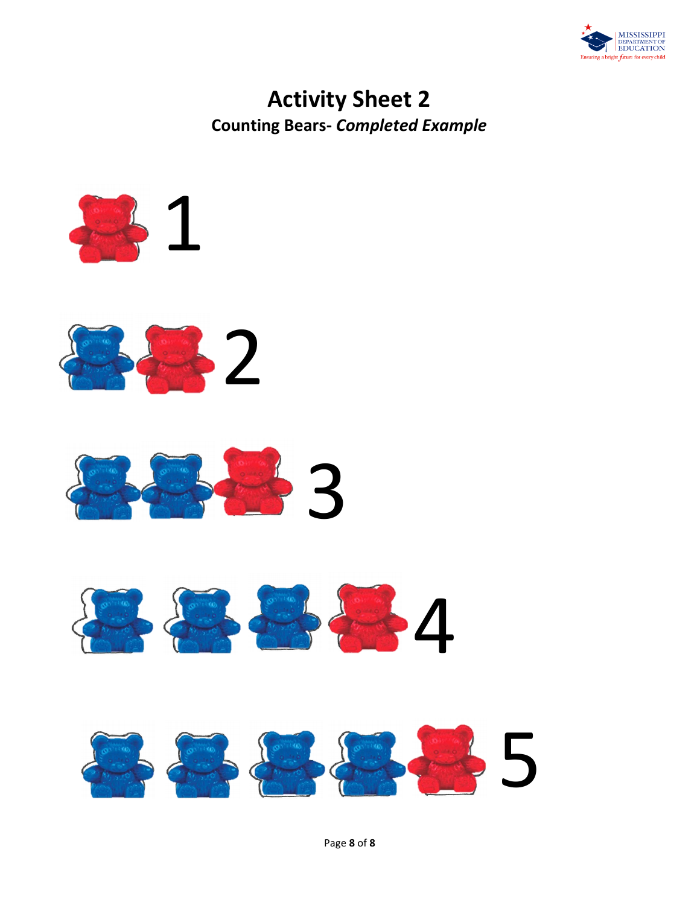# Activity Sheet 2

## Counting Bears- *Completed Example*

1

2

3

4

5